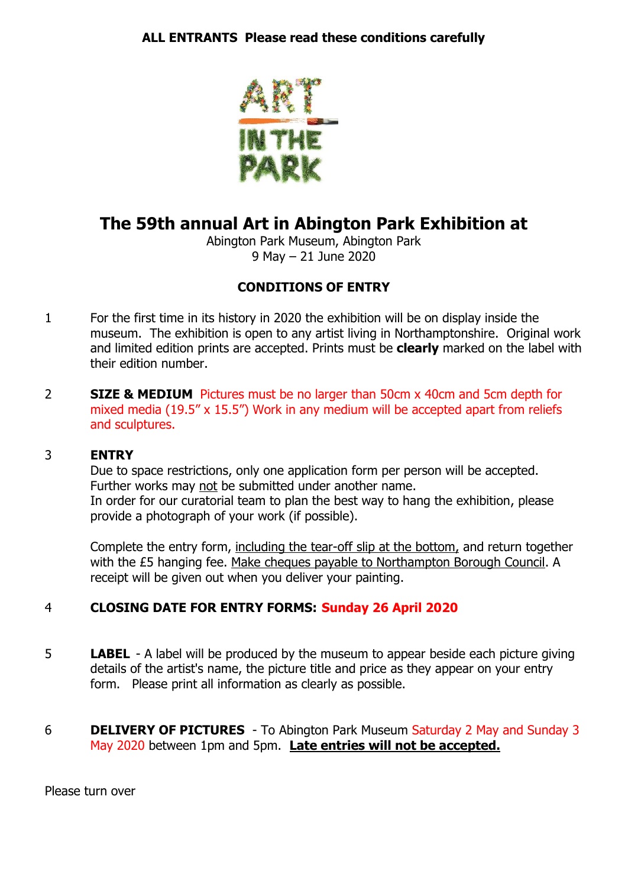**ALL ENTRANTS Please read these conditions carefully**

ART IN THE PARK

# The 59th annual Art in Abington Park Exhibition at

Abington Park Museum, Abington Park
9 May – 21 June 2020

## CONDITIONS OF ENTRY

1. For the first time in its history in 2020 the exhibition will be on display inside the museum. The exhibition is open to any artist living in Northamptonshire. Original work and limited edition prints are accepted. Prints must be **clearly** marked on the label with their edition number.

2. **SIZE & MEDIUM** Pictures must be no larger than 50cm x 40cm and 5cm depth for mixed media (19.5" x 15.5") Work in any medium will be accepted apart from reliefs and sculptures.

3. **ENTRY**
   Due to space restrictions, only one application form per person will be accepted. Further works may not be submitted under another name.
   In order for our curatorial team to plan the best way to hang the exhibition, please provide a photograph of your work (if possible).

   Complete the entry form, including the tear-off slip at the bottom, and return together with the £5 hanging fee. Make cheques payable to Northampton Borough Council. A receipt will be given out when you deliver your painting.

4. **CLOSING DATE FOR ENTRY FORMS: Sunday 26 April 2020**

5. **LABEL** - A label will be produced by the museum to appear beside each picture giving details of the artist's name, the picture title and price as they appear on your entry form. Please print all information as clearly as possible.

6. **DELIVERY OF PICTURES** - To Abington Park Museum Saturday 2 May and Sunday 3 May 2020 between 1pm and 5pm. **Late entries will not be accepted.**

Please turn over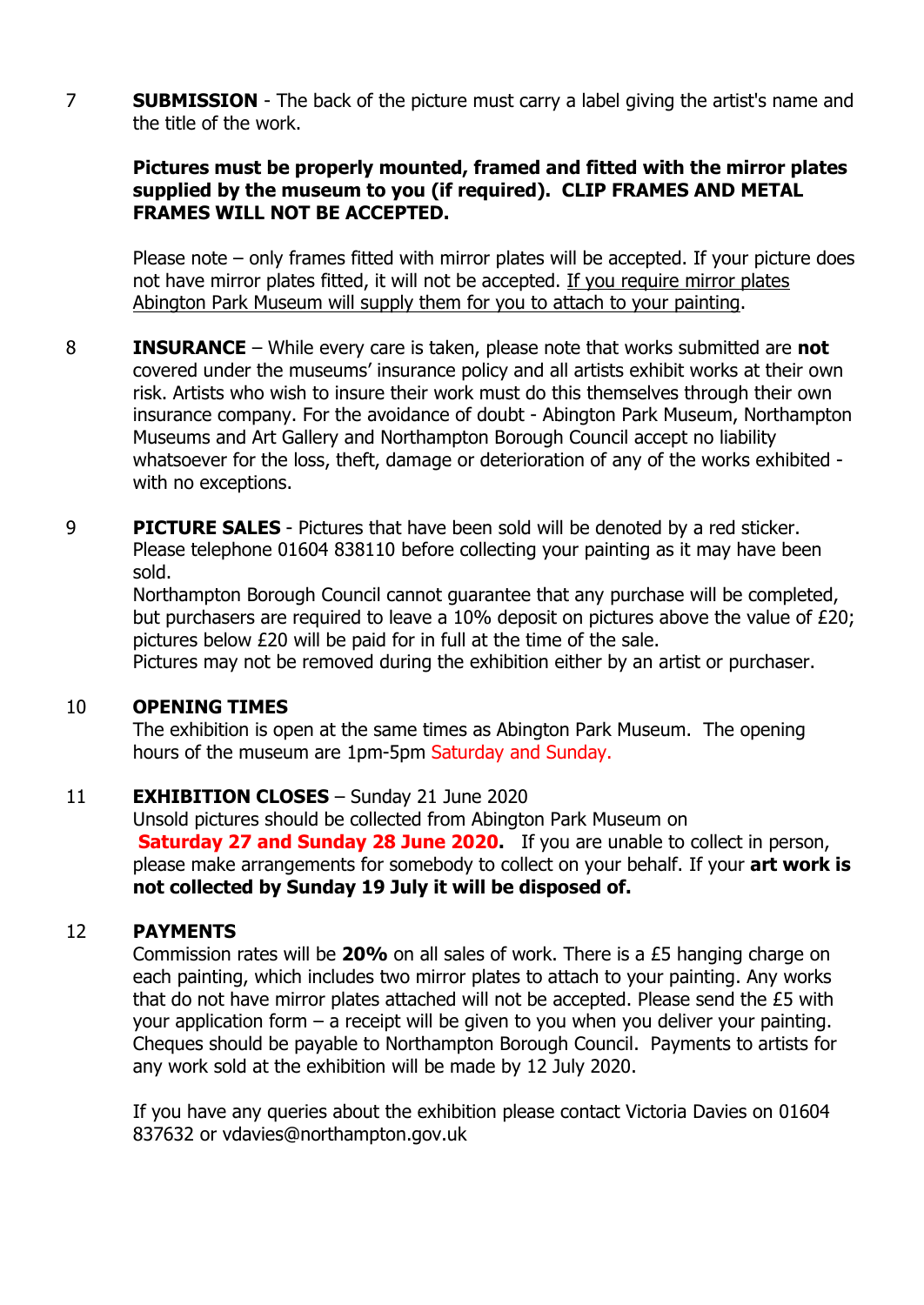7 **SUBMISSION** - The back of the picture must carry a label giving the artist's name and the title of the work.

**Pictures must be properly mounted, framed and fitted with the mirror plates supplied by the museum to you (if required). CLIP FRAMES AND METAL FRAMES WILL NOT BE ACCEPTED.**

Please note – only frames fitted with mirror plates will be accepted. If your picture does not have mirror plates fitted, it will not be accepted. If you require mirror plates Abington Park Museum will supply them for you to attach to your painting.

8 **INSURANCE** – While every care is taken, please note that works submitted are **not** covered under the museums' insurance policy and all artists exhibit works at their own risk. Artists who wish to insure their work must do this themselves through their own insurance company. For the avoidance of doubt - Abington Park Museum, Northampton Museums and Art Gallery and Northampton Borough Council accept no liability whatsoever for the loss, theft, damage or deterioration of any of the works exhibited - with no exceptions.

9 **PICTURE SALES** - Pictures that have been sold will be denoted by a red sticker. Please telephone 01604 838110 before collecting your painting as it may have been sold.
Northampton Borough Council cannot guarantee that any purchase will be completed, but purchasers are required to leave a 10% deposit on pictures above the value of £20; pictures below £20 will be paid for in full at the time of the sale.
Pictures may not be removed during the exhibition either by an artist or purchaser.

10 **OPENING TIMES**
The exhibition is open at the same times as Abington Park Museum. The opening hours of the museum are 1pm-5pm Saturday and Sunday.

11 **EXHIBITION CLOSES** – Sunday 21 June 2020
Unsold pictures should be collected from Abington Park Museum on **Saturday 27 and Sunday 28 June 2020.** If you are unable to collect in person, please make arrangements for somebody to collect on your behalf. If your **art work is not collected by Sunday 19 July it will be disposed of.**

12 **PAYMENTS**
Commission rates will be **20%** on all sales of work. There is a £5 hanging charge on each painting, which includes two mirror plates to attach to your painting. Any works that do not have mirror plates attached will not be accepted. Please send the £5 with your application form – a receipt will be given to you when you deliver your painting. Cheques should be payable to Northampton Borough Council. Payments to artists for any work sold at the exhibition will be made by 12 July 2020.

If you have any queries about the exhibition please contact Victoria Davies on 01604 837632 or vdavies@northampton.gov.uk